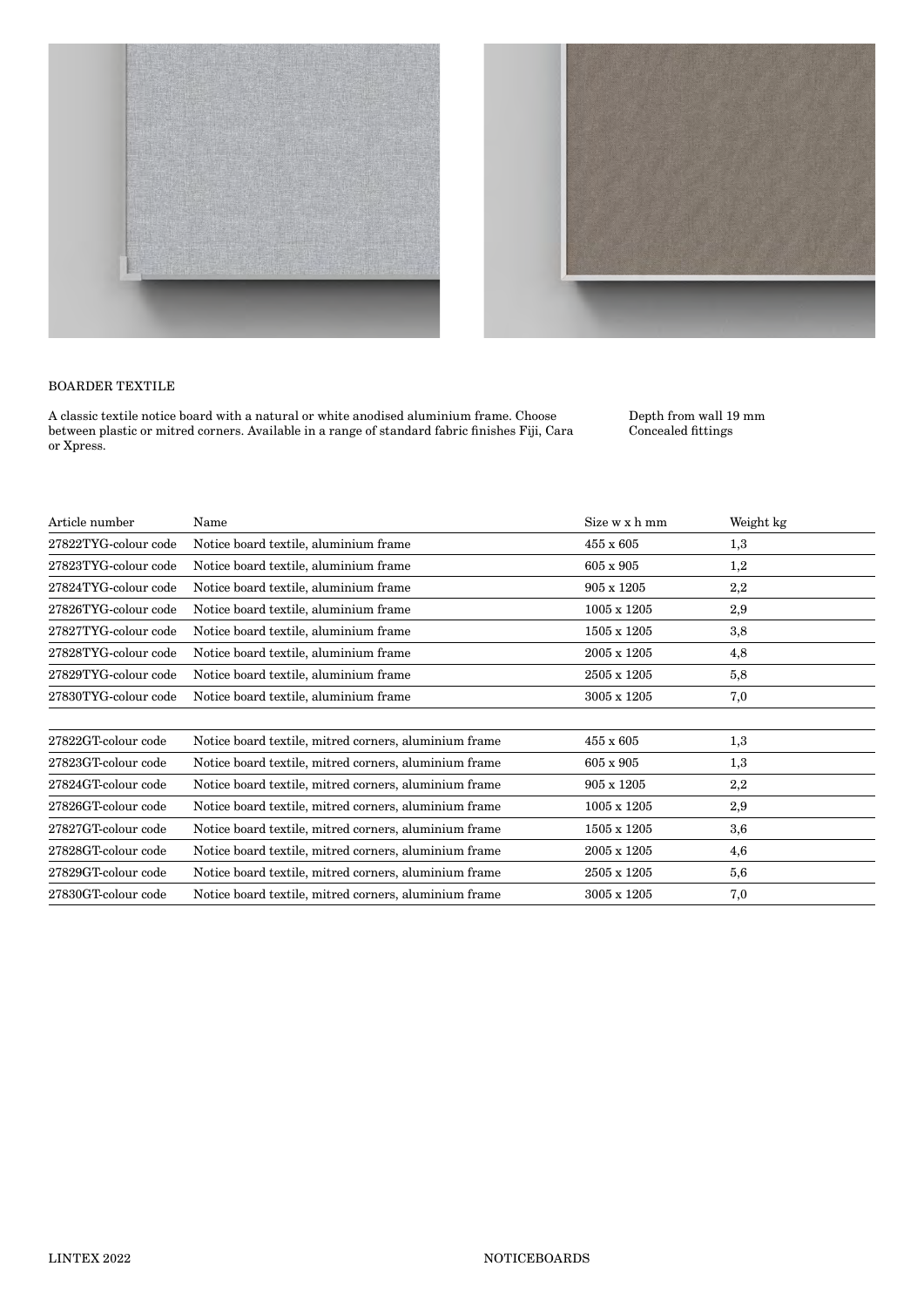## BOARDER TEXTILE

A classic textile notice board with a natural or white anodised aluminium frame. Choose between plastic or mitred corners. Available in a range of standard fabric finishes Fiji, Cara or Xpress.

Depth from wall 19 mm
Concealed fittings

| Article number | Name | Size w x h mm | Weight kg |
|---|---|---|---|
| 27822TYG-colour code | Notice board textile, aluminium frame | 455 x 605 | 1,3 |
| 27823TYG-colour code | Notice board textile, aluminium frame | 605 x 905 | 1,2 |
| 27824TYG-colour code | Notice board textile, aluminium frame | 905 x 1205 | 2,2 |
| 27826TYG-colour code | Notice board textile, aluminium frame | 1005 x 1205 | 2,9 |
| 27827TYG-colour code | Notice board textile, aluminium frame | 1505 x 1205 | 3,8 |
| 27828TYG-colour code | Notice board textile, aluminium frame | 2005 x 1205 | 4,8 |
| 27829TYG-colour code | Notice board textile, aluminium frame | 2505 x 1205 | 5,8 |
| 27830TYG-colour code | Notice board textile, aluminium frame | 3005 x 1205 | 7,0 |
| | | | |
| 27822GT-colour code | Notice board textile, mitred corners, aluminium frame | 455 x 605 | 1,3 |
| 27823GT-colour code | Notice board textile, mitred corners, aluminium frame | 605 x 905 | 1,3 |
| 27824GT-colour code | Notice board textile, mitred corners, aluminium frame | 905 x 1205 | 2,2 |
| 27826GT-colour code | Notice board textile, mitred corners, aluminium frame | 1005 x 1205 | 2,9 |
| 27827GT-colour code | Notice board textile, mitred corners, aluminium frame | 1505 x 1205 | 3,6 |
| 27828GT-colour code | Notice board textile, mitred corners, aluminium frame | 2005 x 1205 | 4,6 |
| 27829GT-colour code | Notice board textile, mitred corners, aluminium frame | 2505 x 1205 | 5,6 |
| 27830GT-colour code | Notice board textile, mitred corners, aluminium frame | 3005 x 1205 | 7,0 |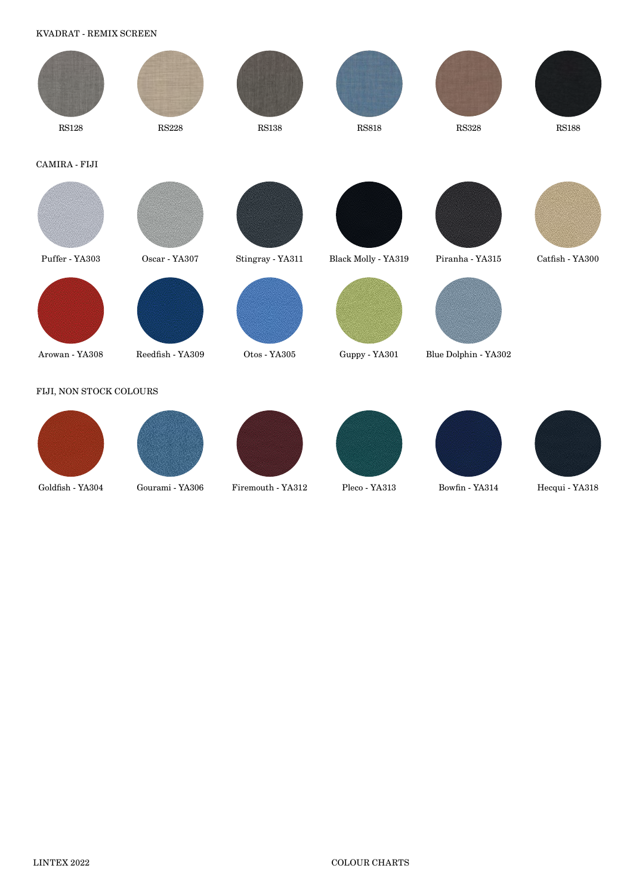KVADRAT - REMIX SCREEN

RS128

RS228

RS138

RS818

RS328

RS188

CAMIRA - FIJI

Puffer - YA303

Oscar - YA307

Stingray - YA311

Black Molly - YA319

Piranha - YA315

Catfish - YA300

Arowan - YA308

Reedfish - YA309

Otos - YA305

Guppy - YA301

Blue Dolphin - YA302

FIJI, NON STOCK COLOURS

Goldfish - YA304

Gourami - YA306

Firemouth - YA312

Pleco - YA313

Bowfin - YA314

Hecqui - YA318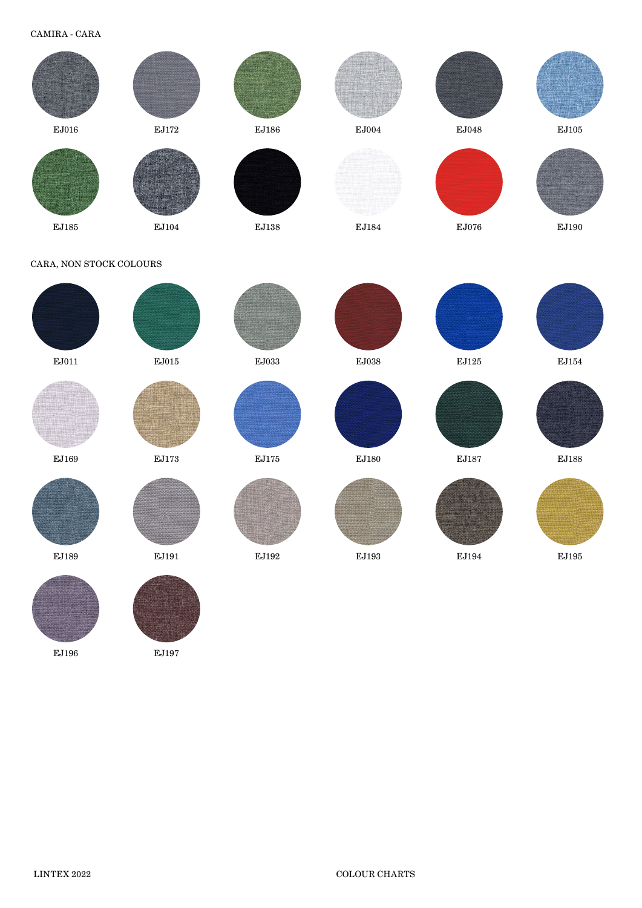CAMIRA - CARA

EJ016 EJ172 EJ186 EJ004 EJ048 EJ105

EJ185 EJ104 EJ138 EJ184 EJ076 EJ190

CARA, NON STOCK COLOURS

EJ011 EJ015 EJ033 EJ038 EJ125 EJ154

EJ169 EJ173 EJ175 EJ180 EJ187 EJ188

EJ189 EJ191 EJ192 EJ193 EJ194 EJ195

EJ196 EJ197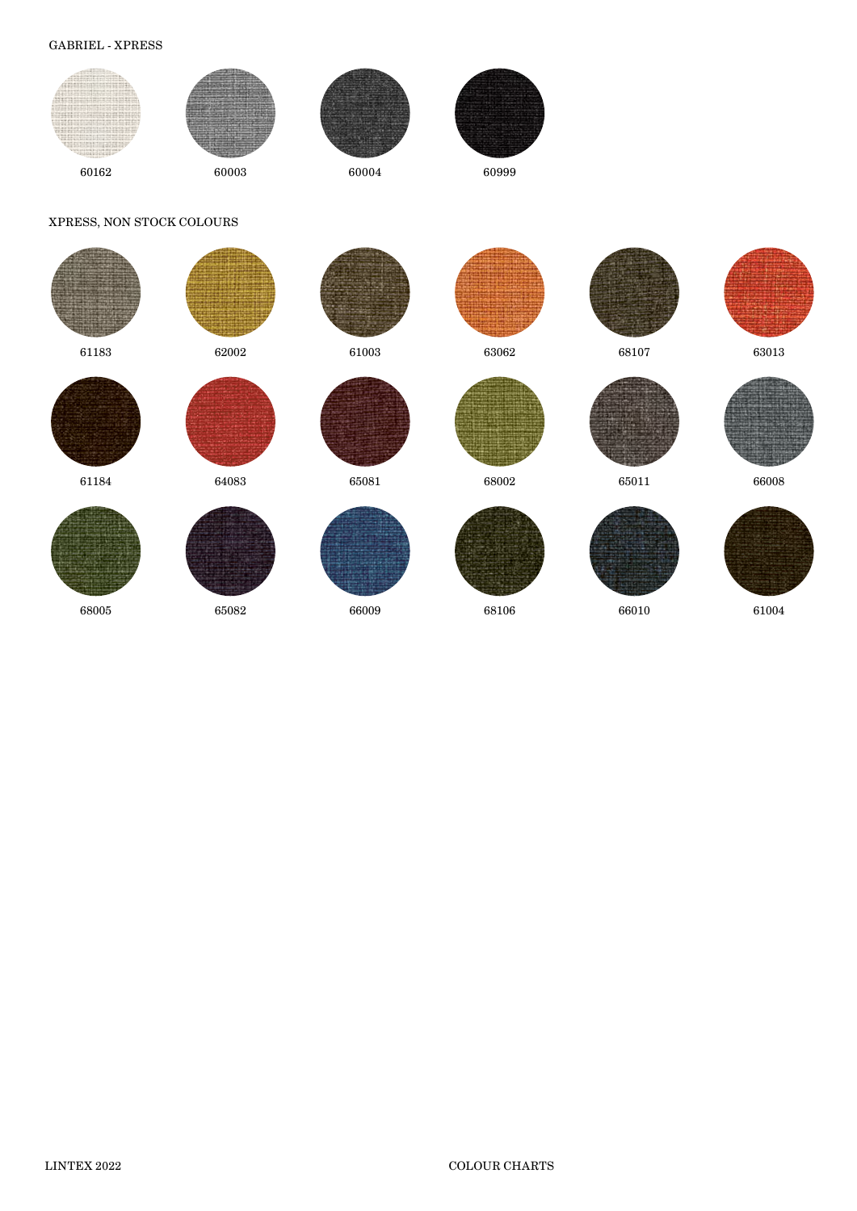## GABRIEL - XPRESS

60162

60003

60004

60999

## XPRESS, NON STOCK COLOURS

61183

62002

61003

63062

68107

63013

61184

64083

65081

68002

65011

66008

68005

65082

66009

68106

66010

61004